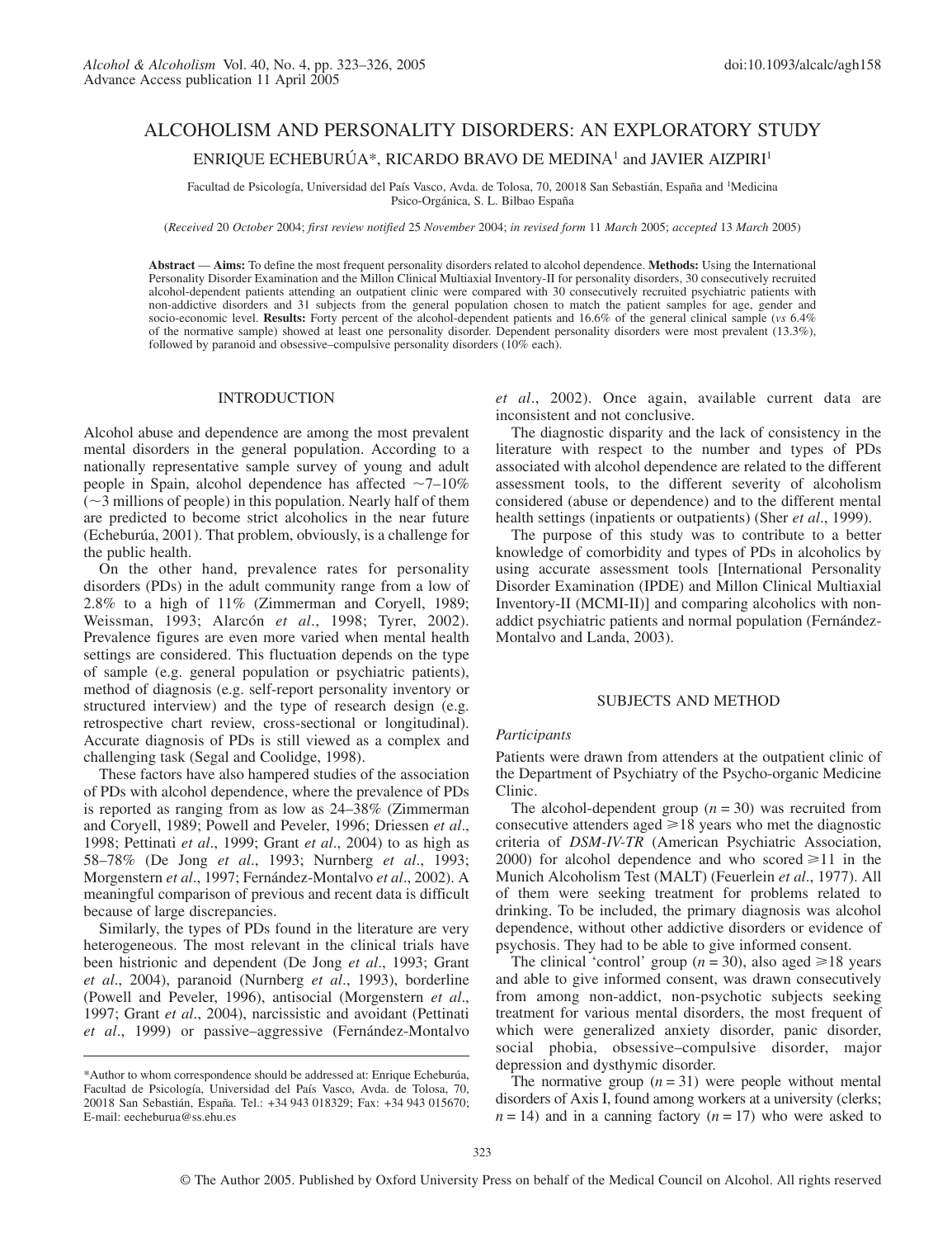# ALCOHOLISM AND PERSONALITY DISORDERS: AN EXPLORATORY STUDY

ENRIQUE ECHEBURÚA*, RICARDO BRAVO DE MEDINA[1] and JAVIER AIZPIRI[1]

Facultad de Psicología, Universidad del País Vasco, Avda. de Tolosa, 70, 20018 San Sebastián, España and [1]Medicina Psico-Orgánica, S. L. Bilbao España

(*Received* 20 *October* 2004; *first review notified* 25 *November* 2004; *in revised form* 11 *March* 2005; *accepted* 13 *March* 2005)

**Abstract** — **Aims:** To define the most frequent personality disorders related to alcohol dependence. **Methods:** Using the International Personality Disorder Examination and the Millon Clinical Multiaxial Inventory-II for personality disorders, 30 consecutively recruited alcohol-dependent patients attending an outpatient clinic were compared with 30 consecutively recruited psychiatric patients with non-addictive disorders and 31 subjects from the general population chosen to match the patient samples for age, gender and socio-economic level. **Results:** Forty percent of the alcohol-dependent patients and 16.6% of the general clinical sample (*vs* 6.4% of the normative sample) showed at least one personality disorder. Dependent personality disorders were most prevalent (13.3%), followed by paranoid and obsessive–compulsive personality disorders (10% each).

## INTRODUCTION

Alcohol abuse and dependence are among the most prevalent mental disorders in the general population. According to a nationally representative sample survey of young and adult people in Spain, alcohol dependence has affected ~7–10% (~3 millions of people) in this population. Nearly half of them are predicted to become strict alcoholics in the near future (Echeburúa, 2001). That problem, obviously, is a challenge for the public health.

On the other hand, prevalence rates for personality disorders (PDs) in the adult community range from a low of 2.8% to a high of 11% (Zimmerman and Coryell, 1989; Weissman, 1993; Alarcón *et al*., 1998; Tyrer, 2002). Prevalence figures are even more varied when mental health settings are considered. This fluctuation depends on the type of sample (e.g. general population or psychiatric patients), method of diagnosis (e.g. self-report personality inventory or structured interview) and the type of research design (e.g. retrospective chart review, cross-sectional or longitudinal). Accurate diagnosis of PDs is still viewed as a complex and challenging task (Segal and Coolidge, 1998).

These factors have also hampered studies of the association of PDs with alcohol dependence, where the prevalence of PDs is reported as ranging from as low as 24–38% (Zimmerman and Coryell, 1989; Powell and Peveler, 1996; Driessen *et al*., 1998; Pettinati *et al*., 1999; Grant *et al*., 2004) to as high as 58–78% (De Jong *et al*., 1993; Nurnberg *et al*., 1993; Morgenstern *et al*., 1997; Fernández-Montalvo *et al*., 2002). A meaningful comparison of previous and recent data is difficult because of large discrepancies.

Similarly, the types of PDs found in the literature are very heterogeneous. The most relevant in the clinical trials have been histrionic and dependent (De Jong *et al*., 1993; Grant *et al*., 2004), paranoid (Nurnberg *et al*., 1993), borderline (Powell and Peveler, 1996), antisocial (Morgenstern *et al*., 1997; Grant *et al*., 2004), narcissistic and avoidant (Pettinati *et al*., 1999) or passive–aggressive (Fernández-Montalvo *et al*., 2002). Once again, available current data are inconsistent and not conclusive.

The diagnostic disparity and the lack of consistency in the literature with respect to the number and types of PDs associated with alcohol dependence are related to the different assessment tools, to the different severity of alcoholism considered (abuse or dependence) and to the different mental health settings (inpatients or outpatients) (Sher *et al*., 1999).

The purpose of this study was to contribute to a better knowledge of comorbidity and types of PDs in alcoholics by using accurate assessment tools [International Personality Disorder Examination (IPDE) and Millon Clinical Multiaxial Inventory-II (MCMI-II)] and comparing alcoholics with non-addict psychiatric patients and normal population (Fernández-Montalvo and Landa, 2003).

## SUBJECTS AND METHOD

### *Participants*

Patients were drawn from attenders at the outpatient clinic of the Department of Psychiatry of the Psycho-organic Medicine Clinic.

The alcohol-dependent group ($n = 30$) was recruited from consecutive attenders aged ⩾18 years who met the diagnostic criteria of *DSM-IV-TR* (American Psychiatric Association, 2000) for alcohol dependence and who scored ⩾11 in the Munich Alcoholism Test (MALT) (Feuerlein *et al*., 1977). All of them were seeking treatment for problems related to drinking. To be included, the primary diagnosis was alcohol dependence, without other addictive disorders or evidence of psychosis. They had to be able to give informed consent.

The clinical 'control' group ($n = 30$), also aged ⩾18 years and able to give informed consent, was drawn consecutively from among non-addict, non-psychotic subjects seeking treatment for various mental disorders, the most frequent of which were generalized anxiety disorder, panic disorder, social phobia, obsessive–compulsive disorder, major depression and dysthymic disorder.

The normative group ($n = 31$) were people without mental disorders of Axis I, found among workers at a university (clerks; $n = 14$) and in a canning factory ($n = 17$) who were asked to

*Author to whom correspondence should be addressed at: Enrique Echeburúa, Facultad de Psicología, Universidad del País Vasco, Avda. de Tolosa, 70, 20018 San Sebastián, España. Tel.: +34 943 018329; Fax: +34 943 015670; E-mail: eecheburua@ss.ehu.es

© The Author 2005. Published by Oxford University Press on behalf of the Medical Council on Alcohol. All rights reserved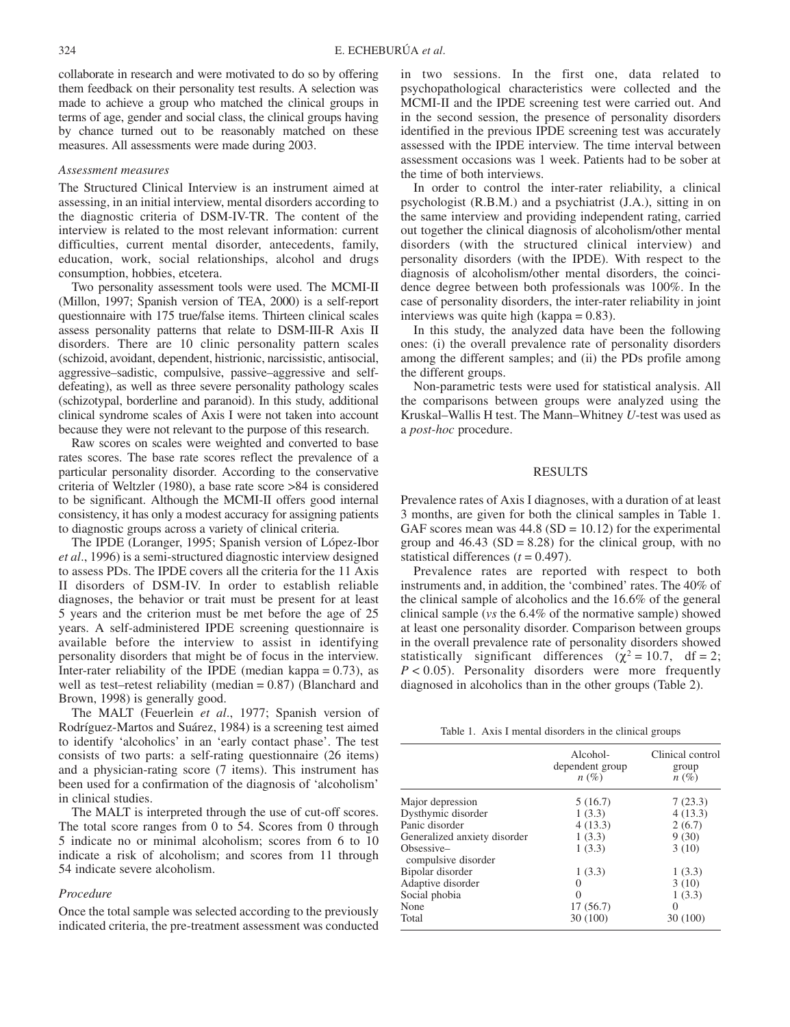collaborate in research and were motivated to do so by offering them feedback on their personality test results. A selection was made to achieve a group who matched the clinical groups in terms of age, gender and social class, the clinical groups having by chance turned out to be reasonably matched on these measures. All assessments were made during 2003.

### *Assessment measures*

The Structured Clinical Interview is an instrument aimed at assessing, in an initial interview, mental disorders according to the diagnostic criteria of DSM-IV-TR. The content of the interview is related to the most relevant information: current difficulties, current mental disorder, antecedents, family, education, work, social relationships, alcohol and drugs consumption, hobbies, etcetera.

Two personality assessment tools were used. The MCMI-II (Millon, 1997; Spanish version of TEA, 2000) is a self-report questionnaire with 175 true/false items. Thirteen clinical scales assess personality patterns that relate to DSM-III-R Axis II disorders. There are 10 clinic personality pattern scales (schizoid, avoidant, dependent, histrionic, narcissistic, antisocial, aggressive–sadistic, compulsive, passive–aggressive and self-defeating), as well as three severe personality pathology scales (schizotypal, borderline and paranoid). In this study, additional clinical syndrome scales of Axis I were not taken into account because they were not relevant to the purpose of this research.

Raw scores on scales were weighted and converted to base rates scores. The base rate scores reflect the prevalence of a particular personality disorder. According to the conservative criteria of Weltzler (1980), a base rate score >84 is considered to be significant. Although the MCMI-II offers good internal consistency, it has only a modest accuracy for assigning patients to diagnostic groups across a variety of clinical criteria.

The IPDE (Loranger, 1995; Spanish version of López-Ibor *et al*., 1996) is a semi-structured diagnostic interview designed to assess PDs. The IPDE covers all the criteria for the 11 Axis II disorders of DSM-IV. In order to establish reliable diagnoses, the behavior or trait must be present for at least 5 years and the criterion must be met before the age of 25 years. A self-administered IPDE screening questionnaire is available before the interview to assist in identifying personality disorders that might be of focus in the interview. Inter-rater reliability of the IPDE (median kappa = 0.73), as well as test–retest reliability (median = 0.87) (Blanchard and Brown, 1998) is generally good.

The MALT (Feuerlein *et al*., 1977; Spanish version of Rodríguez-Martos and Suárez, 1984) is a screening test aimed to identify 'alcoholics' in an 'early contact phase'. The test consists of two parts: a self-rating questionnaire (26 items) and a physician-rating score (7 items). This instrument has been used for a confirmation of the diagnosis of 'alcoholism' in clinical studies.

The MALT is interpreted through the use of cut-off scores. The total score ranges from 0 to 54. Scores from 0 through 5 indicate no or minimal alcoholism; scores from 6 to 10 indicate a risk of alcoholism; and scores from 11 through 54 indicate severe alcoholism.

### *Procedure*

Once the total sample was selected according to the previously indicated criteria, the pre-treatment assessment was conducted in two sessions. In the first one, data related to psychopathological characteristics were collected and the MCMI-II and the IPDE screening test were carried out. And in the second session, the presence of personality disorders identified in the previous IPDE screening test was accurately assessed with the IPDE interview. The time interval between assessment occasions was 1 week. Patients had to be sober at the time of both interviews.

In order to control the inter-rater reliability, a clinical psychologist (R.B.M.) and a psychiatrist (J.A.), sitting in on the same interview and providing independent rating, carried out together the clinical diagnosis of alcoholism/other mental disorders (with the structured clinical interview) and personality disorders (with the IPDE). With respect to the diagnosis of alcoholism/other mental disorders, the coincidence degree between both professionals was 100%. In the case of personality disorders, the inter-rater reliability in joint interviews was quite high (kappa = 0.83).

In this study, the analyzed data have been the following ones: (i) the overall prevalence rate of personality disorders among the different samples; and (ii) the PDs profile among the different groups.

Non-parametric tests were used for statistical analysis. All the comparisons between groups were analyzed using the Kruskal–Wallis H test. The Mann–Whitney *U*-test was used as a *post-hoc* procedure.

## RESULTS

Prevalence rates of Axis I diagnoses, with a duration of at least 3 months, are given for both the clinical samples in Table 1. GAF scores mean was 44.8 (SD = 10.12) for the experimental group and 46.43 (SD = 8.28) for the clinical group, with no statistical differences ($t = 0.497$).

Prevalence rates are reported with respect to both instruments and, in addition, the 'combined' rates. The 40% of the clinical sample of alcoholics and the 16.6% of the general clinical sample (*vs* the 6.4% of the normative sample) showed at least one personality disorder. Comparison between groups in the overall prevalence rate of personality disorders showed statistically significant differences ($\chi^2 = 10.7$, df = 2; $P < 0.05$). Personality disorders were more frequently diagnosed in alcoholics than in the other groups (Table 2).

Table 1. Axis I mental disorders in the clinical groups

| | Alcohol-dependent group *n* (%) | Clinical control group *n* (%) |
|---|---|---|
| Major depression | 5 (16.7) | 7 (23.3) |
| Dysthymic disorder | 1 (3.3) | 4 (13.3) |
| Panic disorder | 4 (13.3) | 2 (6.7) |
| Generalized anxiety disorder | 1 (3.3) | 9 (30) |
| Obsessive–compulsive disorder | 1 (3.3) | 3 (10) |
| Bipolar disorder | 1 (3.3) | 1 (3.3) |
| Adaptive disorder | 0 | 3 (10) |
| Social phobia | 0 | 1 (3.3) |
| None | 17 (56.7) | 0 |
| Total | 30 (100) | 30 (100) |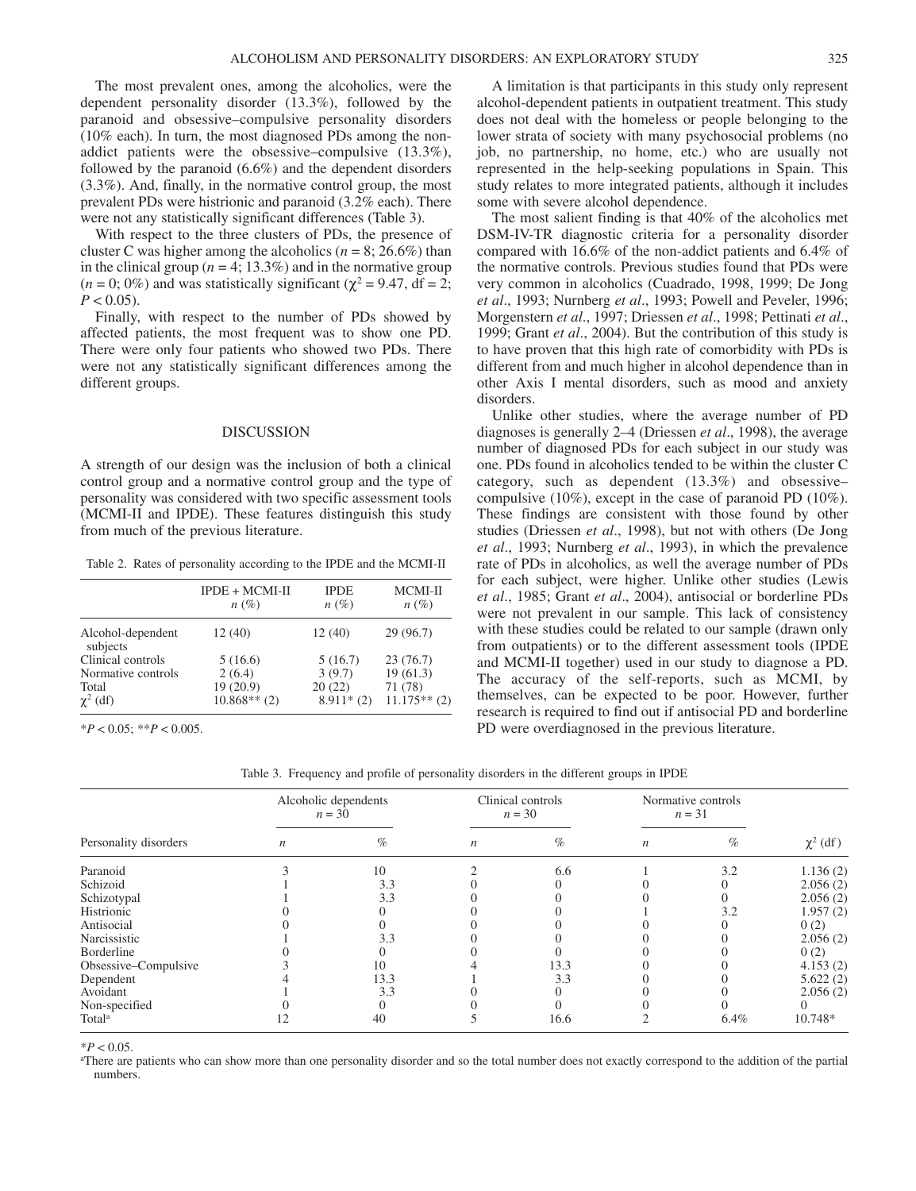The most prevalent ones, among the alcoholics, were the dependent personality disorder (13.3%), followed by the paranoid and obsessive–compulsive personality disorders (10% each). In turn, the most diagnosed PDs among the non-addict patients were the obsessive–compulsive (13.3%), followed by the paranoid (6.6%) and the dependent disorders (3.3%). And, finally, in the normative control group, the most prevalent PDs were histrionic and paranoid (3.2% each). There were not any statistically significant differences (Table 3).

With respect to the three clusters of PDs, the presence of cluster C was higher among the alcoholics ($n = 8$; 26.6%) than in the clinical group ($n = 4$; 13.3%) and in the normative group ($n = 0$; 0%) and was statistically significant ($\chi^2 = 9.47$, df = 2; $P < 0.05$).

Finally, with respect to the number of PDs showed by affected patients, the most frequent was to show one PD. There were only four patients who showed two PDs. There were not any statistically significant differences among the different groups.

## DISCUSSION

A strength of our design was the inclusion of both a clinical control group and a normative control group and the type of personality was considered with two specific assessment tools (MCMI-II and IPDE). These features distinguish this study from much of the previous literature.

Table 2. Rates of personality according to the IPDE and the MCMI-II

| | IPDE + MCMI-II $n$ (%) | IPDE $n$ (%) | MCMI-II $n$ (%) |
|---|---|---|---|
| Alcohol-dependent subjects | 12 (40) | 12 (40) | 29 (96.7) |
| Clinical controls | 5 (16.6) | 5 (16.7) | 23 (76.7) |
| Normative controls | 2 (6.4) | 3 (9.7) | 19 (61.3) |
| Total | 19 (20.9) | 20 (22) | 71 (78) |
| $\chi^2$ (df) | 10.868** (2) | 8.911* (2) | 11.175** (2) |

*$P < 0.05$; **$P < 0.005$.

A limitation is that participants in this study only represent alcohol-dependent patients in outpatient treatment. This study does not deal with the homeless or people belonging to the lower strata of society with many psychosocial problems (no job, no partnership, no home, etc.) who are usually not represented in the help-seeking populations in Spain. This study relates to more integrated patients, although it includes some with severe alcohol dependence.

The most salient finding is that 40% of the alcoholics met DSM-IV-TR diagnostic criteria for a personality disorder compared with 16.6% of the non-addict patients and 6.4% of the normative controls. Previous studies found that PDs were very common in alcoholics (Cuadrado, 1998, 1999; De Jong *et al*., 1993; Nurnberg *et al*., 1993; Powell and Peveler, 1996; Morgenstern *et al*., 1997; Driessen *et al*., 1998; Pettinati *et al*., 1999; Grant *et al*., 2004). But the contribution of this study is to have proven that this high rate of comorbidity with PDs is different from and much higher in alcohol dependence than in other Axis I mental disorders, such as mood and anxiety disorders.

Unlike other studies, where the average number of PD diagnoses is generally 2–4 (Driessen *et al*., 1998), the average number of diagnosed PDs for each subject in our study was one. PDs found in alcoholics tended to be within the cluster C category, such as dependent (13.3%) and obsessive–compulsive (10%), except in the case of paranoid PD (10%). These findings are consistent with those found by other studies (Driessen *et al*., 1998), but not with others (De Jong *et al*., 1993; Nurnberg *et al*., 1993), in which the prevalence rate of PDs in alcoholics, as well the average number of PDs for each subject, were higher. Unlike other studies (Lewis *et al*., 1985; Grant *et al*., 2004), antisocial or borderline PDs were not prevalent in our sample. This lack of consistency with these studies could be related to our sample (drawn only from outpatients) or to the different assessment tools (IPDE and MCMI-II together) used in our study to diagnose a PD. The accuracy of the self-reports, such as MCMI, by themselves, can be expected to be poor. However, further research is required to find out if antisocial PD and borderline PD were overdiagnosed in the previous literature.

Table 3. Frequency and profile of personality disorders in the different groups in IPDE

| Personality disorders | Alcoholic dependents $n = 30$ | | Clinical controls $n = 30$ | | Normative controls $n = 31$ | | $\chi^2$ (df) |
|---|---|---|---|---|---|---|---|
| | $n$ | % | $n$ | % | $n$ | % | |
| Paranoid | 3 | 10 | 2 | 6.6 | 1 | 3.2 | 1.136 (2) |
| Schizoid | 1 | 3.3 | 0 | 0 | 0 | 0 | 2.056 (2) |
| Schizotypal | 1 | 3.3 | 0 | 0 | 0 | 0 | 2.056 (2) |
| Histrionic | 0 | 0 | 0 | 0 | 1 | 3.2 | 1.957 (2) |
| Antisocial | 0 | 0 | 0 | 0 | 0 | 0 | 0 (2) |
| Narcissistic | 1 | 3.3 | 0 | 0 | 0 | 0 | 2.056 (2) |
| Borderline | 0 | 0 | 0 | 0 | 0 | 0 | 0 (2) |
| Obsessive–Compulsive | 3 | 10 | 4 | 13.3 | 0 | 0 | 4.153 (2) |
| Dependent | 4 | 13.3 | 1 | 3.3 | 0 | 0 | 5.622 (2) |
| Avoidant | 1 | 3.3 | 0 | 0 | 0 | 0 | 2.056 (2) |
| Non-specified | 0 | 0 | 0 | 0 | 0 | 0 | 0 |
| Total[a] | 12 | 40 | 5 | 16.6 | 2 | 6.4% | 10.748* |

*$P < 0.05$.

[a]There are patients who can show more than one personality disorder and so the total number does not exactly correspond to the addition of the partial numbers.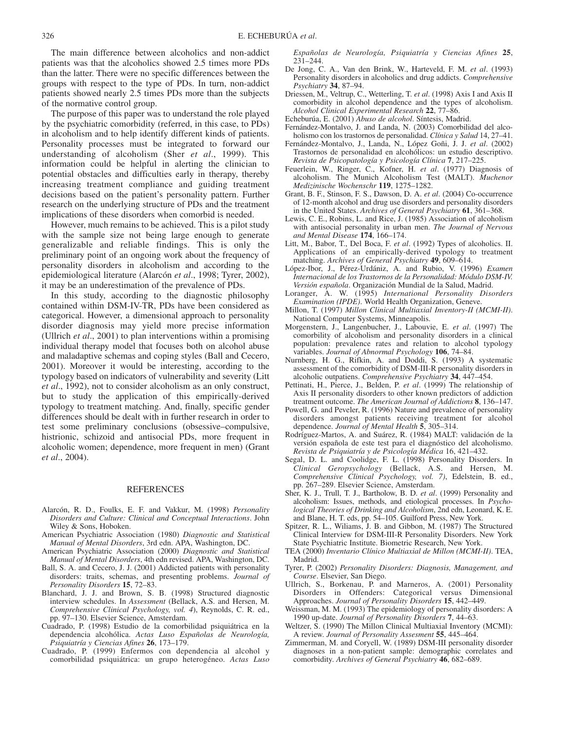The main difference between alcoholics and non-addict patients was that the alcoholics showed 2.5 times more PDs than the latter. There were no specific differences between the groups with respect to the type of PDs. In turn, non-addict patients showed nearly 2.5 times PDs more than the subjects of the normative control group.

The purpose of this paper was to understand the role played by the psychiatric comorbidity (referred, in this case, to PDs) in alcoholism and to help identify different kinds of patients. Personality processes must be integrated to forward our understanding of alcoholism (Sher *et al*., 1999). This information could be helpful in alerting the clinician to potential obstacles and difficulties early in therapy, thereby increasing treatment compliance and guiding treatment decisions based on the patient's personality pattern. Further research on the underlying structure of PDs and the treatment implications of these disorders when comorbid is needed.

However, much remains to be achieved. This is a pilot study with the sample size not being large enough to generate generalizable and reliable findings. This is only the preliminary point of an ongoing work about the frequency of personality disorders in alcoholism and according to the epidemiological literature (Alarcón *et al*., 1998; Tyrer, 2002), it may be an underestimation of the prevalence of PDs.

In this study, according to the diagnostic philosophy contained within DSM-IV-TR, PDs have been considered as categorical. However, a dimensional approach to personality disorder diagnosis may yield more precise information (Ullrich *et al*., 2001) to plan interventions within a promising individual therapy model that focuses both on alcohol abuse and maladaptive schemas and coping styles (Ball and Cecero, 2001). Moreover it would be interesting, according to the typology based on indicators of vulnerability and severity (Litt *et al*., 1992), not to consider alcoholism as an only construct, but to study the application of this empirically-derived typology to treatment matching. And, finally, specific gender differences should be dealt with in further research in order to test some preliminary conclusions (obsessive–compulsive, histrionic, schizoid and antisocial PDs, more frequent in alcoholic women; dependence, more frequent in men) (Grant *et al*., 2004).

## REFERENCES

Alarcón, R. D., Foulks, E. F. and Vakkur, M. (1998) *Personality Disorders and Culture: Clinical and Conceptual Interactions*. John Wiley & Sons, Hoboken.

American Psychiatric Association (1980) *Diagnostic and Statistical Manual of Mental Disorders*, 3rd edn. APA, Washington, DC.

American Psychiatric Association (2000) *Diagnostic and Statistical Manual of Mental Disorders*, 4th edn revised. APA, Washington, DC.

Ball, S. A. and Cecero, J. J. (2001) Addicted patients with personality disorders: traits, schemas, and presenting problems. *Journal of Personality Disorders* **15**, 72–83.

Blanchard, J. J. and Brown, S. B. (1998) Structured diagnostic interview schedules. In *Assessment* (Bellack, A.S. and Hersen, M. *Comprehensive Clinical Psychology, vol. 4*), Reynolds, C. R. ed., pp. 97–130. Elsevier Science, Amsterdam.

Cuadrado, P. (1998) Estudio de la comorbilidad psiquiátrica en la dependencia alcohólica. *Actas Luso Españolas de Neurología, Psiquiatría y Ciencias Afines* **26**, 173–179.

Cuadrado, P. (1999) Enfermos con dependencia al alcohol y comorbilidad psiquiátrica: un grupo heterogéneo. *Actas Luso Españolas de Neurología, Psiquiatría y Ciencias Afines* **25**, 231–244.

De Jong, C. A., Van den Brink, W., Harteveld, F. M. *et al*. (1993) Personality disorders in alcoholics and drug addicts. *Comprehensive Psychiatry* **34**, 87–94.

Driessen, M., Veltrup, C., Wetterling, T. *et al*. (1998) Axis I and Axis II comorbidity in alcohol dependence and the types of alcoholism. *Alcohol Clinical Experimental Research* **22**, 77–86.

Echeburúa, E. (2001) *Abuso de alcohol*. Síntesis, Madrid.

Fernández-Montalvo, J. and Landa, N. (2003) Comorbilidad del alcoholismo con los trastornos de personalidad. *Clínica y Salud* 14, 27–41.

Fernández-Montalvo, J., Landa, N., López Goñi, J. J. *et al*. (2002) Trastornos de personalidad en alcohólicos: un estudio descriptivo. *Revista de Psicopatología y Psicología Clínica* **7**, 217–225.

Feuerlein, W., Ringer, C., Kofner, H. *et al*. (1977) Diagnosis of alcoholism. The Munich Alcoholism Test (MALT). *Muchenor Medizinische Wochenschr* **119**, 1275–1282.

Grant, B. F., Stinson, F. S., Dawson, D. A. *et al*. (2004) Co-occurrence of 12-month alcohol and drug use disorders and personality disorders in the United States. *Archives of General Psychiatry* **61**, 361–368.

Lewis, C. E., Robins, L. and Rice, J. (1985) Association of alcoholism with antisocial personality in urban men. *The Journal of Nervous and Mental Disease* **174**, 166–174.

Litt, M., Babor, T., Del Boca, F. *et al*. (1992) Types of alcoholics. II. Applications of an empirically-derived typology to treatment matching. *Archives of General Psychiatry* **49**, 609–614.

López-Ibor, J., Pérez-Urdániz, A. and Rubio, V. (1996) *Examen Internacional de los Trastornos de la Personalidad: Módulo DSM-IV. Versión española*. Organización Mundial de la Salud, Madrid.

Loranger, A. W. (1995) *International Personality Disorders Examination (IPDE)*. World Health Organization, Geneve.

Millon, T. (1997) *Millon Clinical Multiaxial Inventory-II (MCMI-II)*. National Computer Systems, Minneapolis.

Morgenstern, J., Langenbucher, J., Labouvie, E. *et al*. (1997) The comorbility of alcoholism and personality disorders in a clinical population: prevalence rates and relation to alcohol typology variables. *Journal of Abnormal Psychology* **106**, 74–84.

Nurnberg, H. G., Rifkin, A. and Doddi, S. (1993) A systematic assessment of the comorbidity of DSM-III-R personality disorders in alcoholic outpatiens. *Comprehensive Psychiatry* **34**, 447–454.

Pettinati, H., Pierce, J., Belden, P. *et al*. (1999) The relationship of Axis II personality disorders to other known predictors of addiction treatment outcome. *The American Journal of Addictions* **8**, 136–147.

Powell, G. and Peveler, R. (1996) Nature and prevalence of personality disorders amongst patients receiving treatment for alcohol dependence. *Journal of Mental Health* **5**, 305–314.

Rodríguez-Martos, A. and Suárez, R. (1984) MALT: validación de la versión española de este test para el diagnóstico del alcoholismo. *Revista de Psiquiatría y de Psicología Médica* 16, 421–432.

Segal, D. L. and Coolidge, F. L. (1998) Personality Disorders. In *Clinical Geropsychology* (Bellack, A.S. and Hersen, M. *Comprehensive Clinical Psychology, vol. 7)*, Edelstein, B. ed., pp. 267–289. Elsevier Science, Amsterdam.

Sher, K. J., Trull, T. J., Bartholow, B. D. *et al*. (1999) Personality and alcoholism: Issues, methods, and etiological processes. In *Psychological Theories of Drinking and Alcoholism*, 2nd edn, Leonard, K. E. and Blane, H. T. eds, pp. 54–105. Guilford Press, New York.

Spitzer, R. L., Wiliams, J. B. and Gibbon, M. (1987) The Structured Clinical Interview for DSM-III-R Personality Disorders. New York State Psychiatric Institute. Biometric Research, New York.

TEA (2000) *Inventario Clínico Multiaxial de Millon (MCMI-II)*. TEA, Madrid.

Tyrer, P. (2002) *Personality Disorders: Diagnosis, Management, and Course*. Elsevier, San Diego.

Ullrich, S., Borkenau, P. and Marneros, A. (2001) Personality Disorders in Offenders: Categorical versus Dimensional Approaches. *Journal of Personality Disorders* **15**, 442–449.

Weissman, M. M. (1993) The epidemiology of personality disorders: A 1990 up-date. *Journal of Personality Disorders* **7**, 44–63.

Weltzer, S. (1990) The Millon Clinical Multiaxial Inventory (MCMI): A review. *Journal of Personality Assesment* **55**, 445–464.

Zimmerman, M. and Coryell, W. (1989) DSM-III personality disorder diagnoses in a non-patient sample: demographic correlates and comorbidity. *Archives of General Psychiatry* **46**, 682–689.